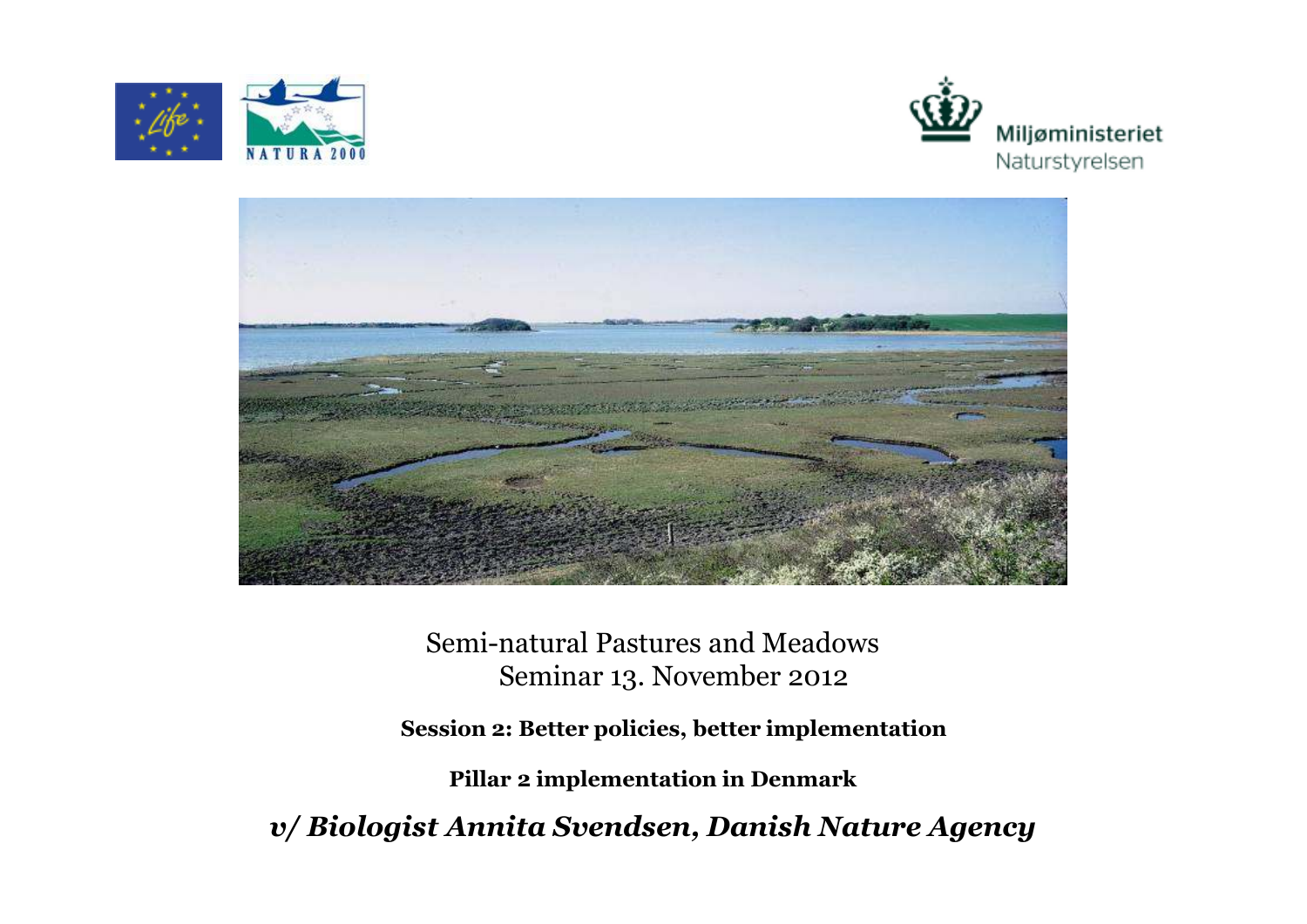Miljøministeriet
Naturstyrelsen

# Semi-natural Pastures and Meadows
## Seminar 13. November 2012

**Session 2: Better policies, better implementation**

**Pillar 2 implementation in Denmark**

***v/ Biologist Annita Svendsen, Danish Nature Agency***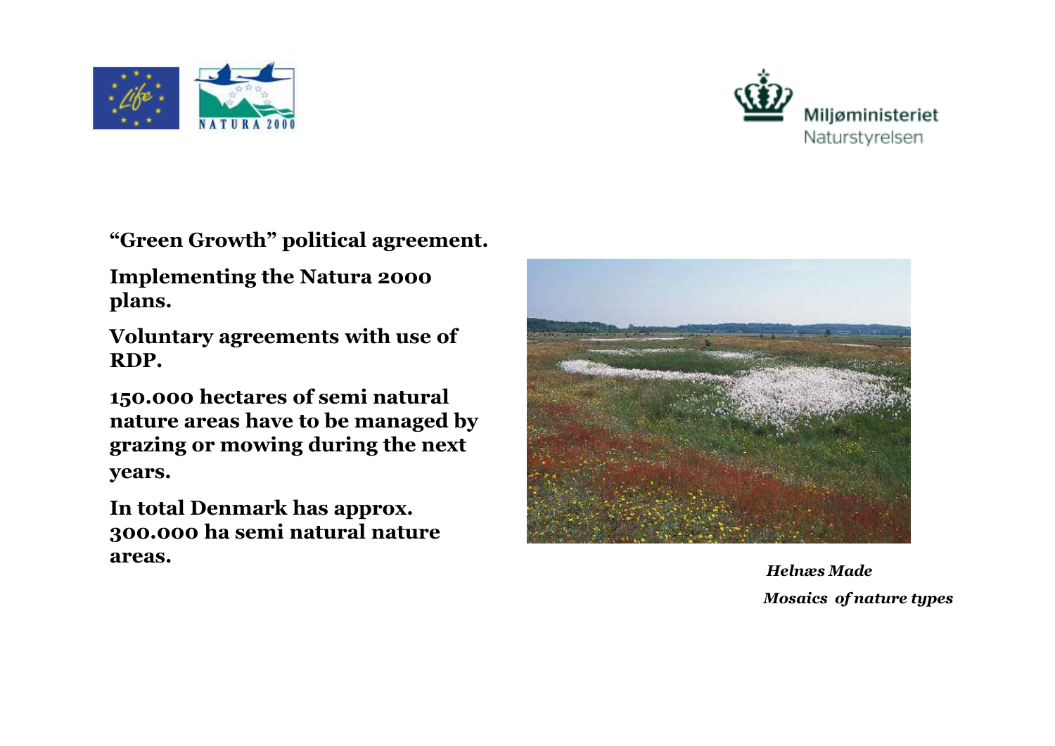**"Green Growth" political agreement.**

**Implementing the Natura 2000 plans.**

**Voluntary agreements with use of RDP.**

**150.000 hectares of semi natural nature areas have to be managed by grazing or mowing during the next years.**

**In total Denmark has approx. 300.000 ha semi natural nature areas.**

***Helnæs Made***

***Mosaics of nature types***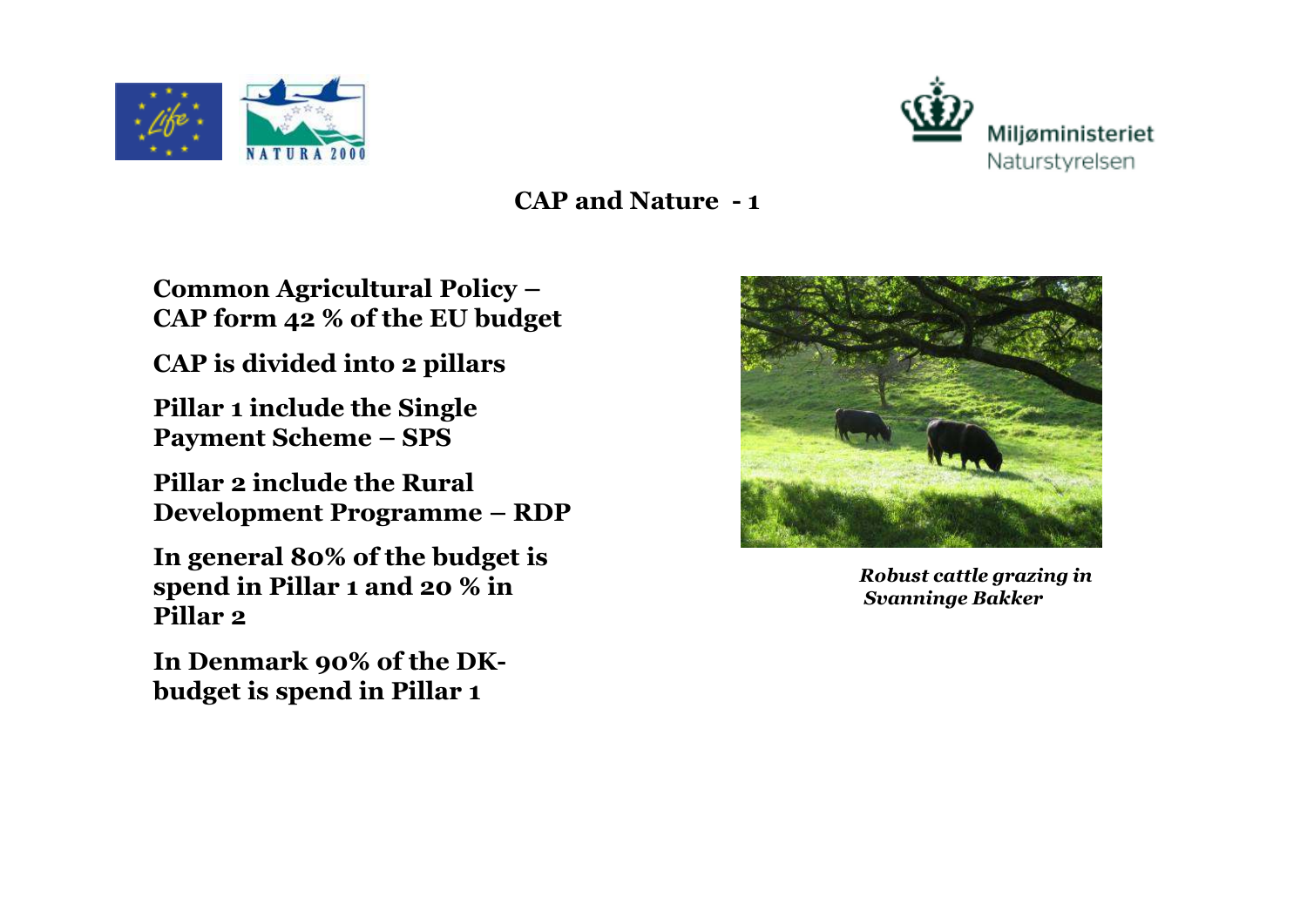## CAP and Nature - 1

**Common Agricultural Policy – CAP form 42 % of the EU budget**

**CAP is divided into 2 pillars**

**Pillar 1 include the Single Payment Scheme – SPS**

**Pillar 2 include the Rural Development Programme – RDP**

**In general 80% of the budget is spend in Pillar 1 and 20 % in Pillar 2**

**In Denmark 90% of the DK-budget is spend in Pillar 1**

***Robust cattle grazing in Svanninge Bakker***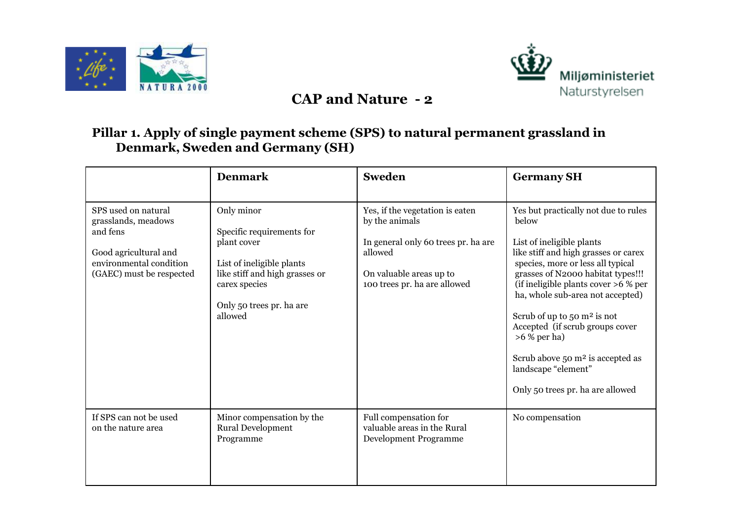# CAP and Nature - 2

## Pillar 1. Apply of single payment scheme (SPS) to natural permanent grassland in Denmark, Sweden and Germany (SH)

| | Denmark | Sweden | Germany SH |
|---|---|---|---|
| SPS used on natural grasslands, meadows and fens<br><br>Good agricultural and environmental condition (GAEC) must be respected | Only minor<br><br>Specific requirements for plant cover<br><br>List of ineligible plants like stiff and high grasses or carex species<br><br>Only 50 trees pr. ha are allowed | Yes, if the vegetation is eaten by the animals<br><br>In general only 60 trees pr. ha are allowed<br><br>On valuable areas up to 100 trees pr. ha are allowed | Yes but practically not due to rules below<br><br>List of ineligible plants like stiff and high grasses or carex species, more or less all typical grasses of N2000 habitat types!!! (if ineligible plants cover >6 % per ha, whole sub-area not accepted)<br><br>Scrub of up to 50 m² is not Accepted (if scrub groups cover >6 % per ha)<br><br>Scrub above 50 m² is accepted as landscape "element"<br><br>Only 50 trees pr. ha are allowed |
| If SPS can not be used on the nature area | Minor compensation by the Rural Development Programme | Full compensation for valuable areas in the Rural Development Programme | No compensation |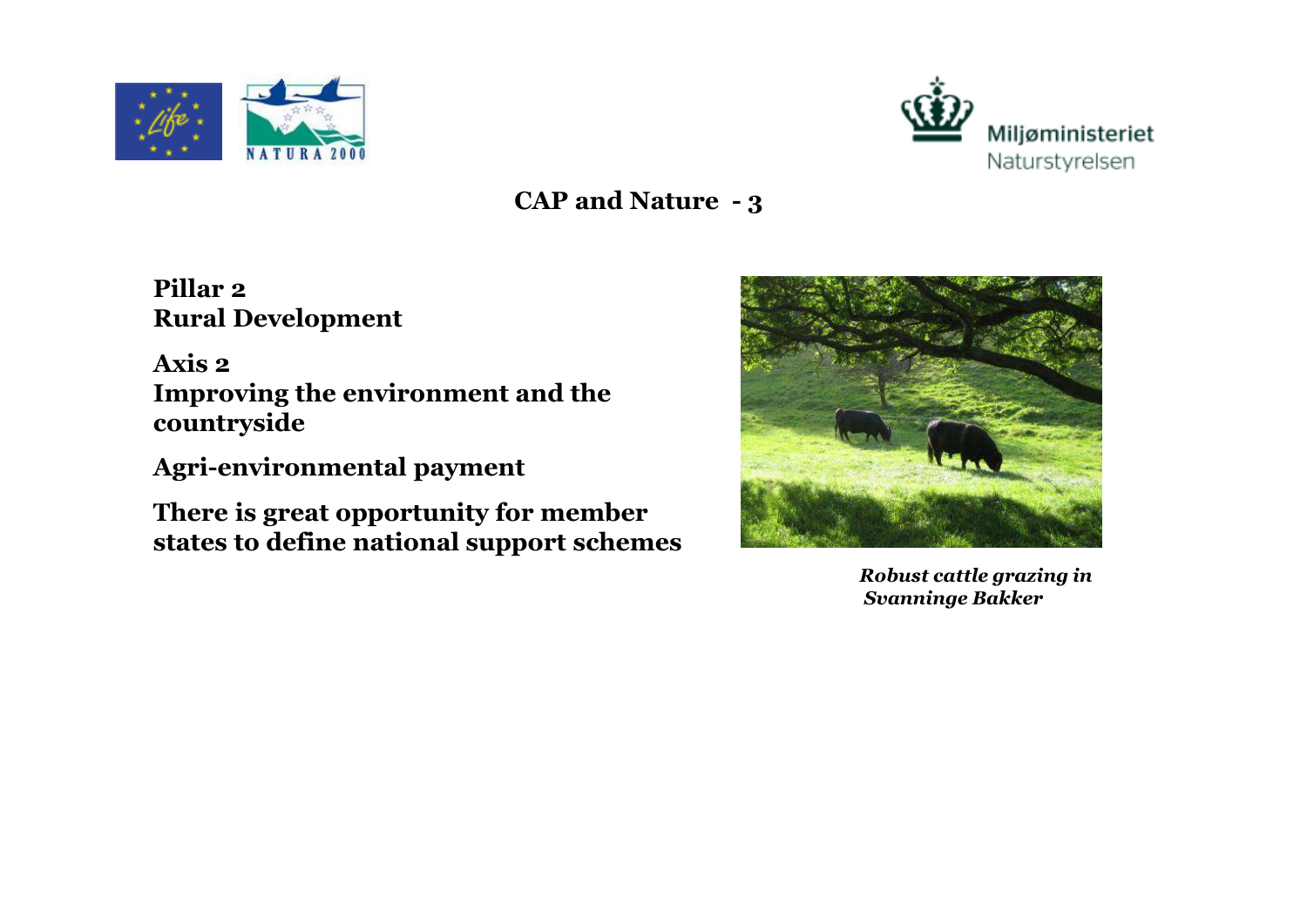## CAP and Nature - 3

**Pillar 2**
**Rural Development**

**Axis 2**
**Improving the environment and the countryside**

**Agri-environmental payment**

**There is great opportunity for member states to define national support schemes**

***Robust cattle grazing in Svanninge Bakker***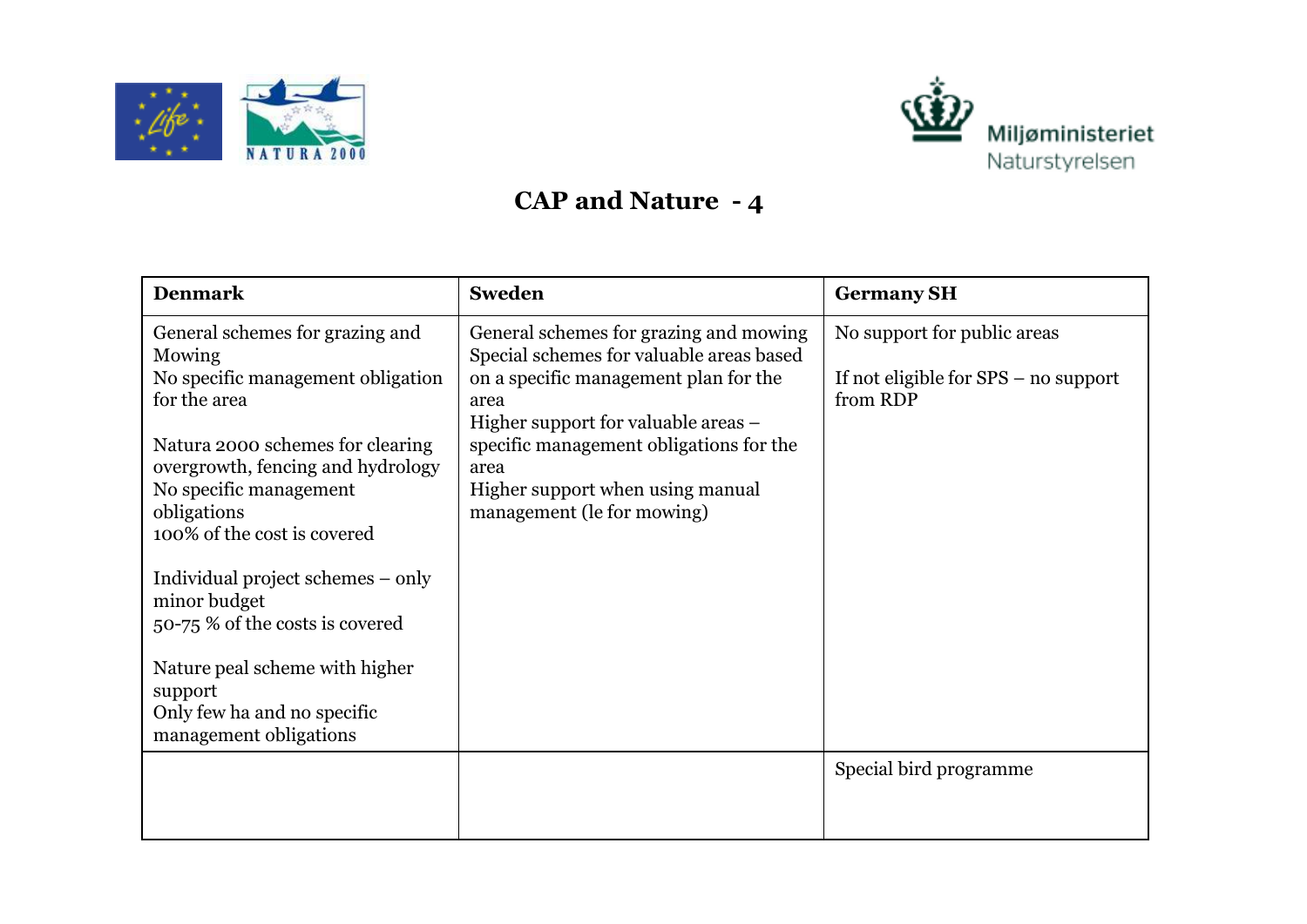# CAP and Nature - 4

| Denmark | Sweden | Germany SH |
|---|---|---|
| General schemes for grazing and Mowing<br>No specific management obligation for the area<br><br>Natura 2000 schemes for clearing overgrowth, fencing and hydrology<br>No specific management obligations<br>100% of the cost is covered<br><br>Individual project schemes – only minor budget<br>50-75 % of the costs is covered<br><br>Nature peal scheme with higher support<br>Only few ha and no specific management obligations | General schemes for grazing and mowing<br>Special schemes for valuable areas based on a specific management plan for the area<br>Higher support for valuable areas – specific management obligations for the area<br>Higher support when using manual management (le for mowing) | No support for public areas<br><br>If not eligible for SPS – no support from RDP |
| | | Special bird programme |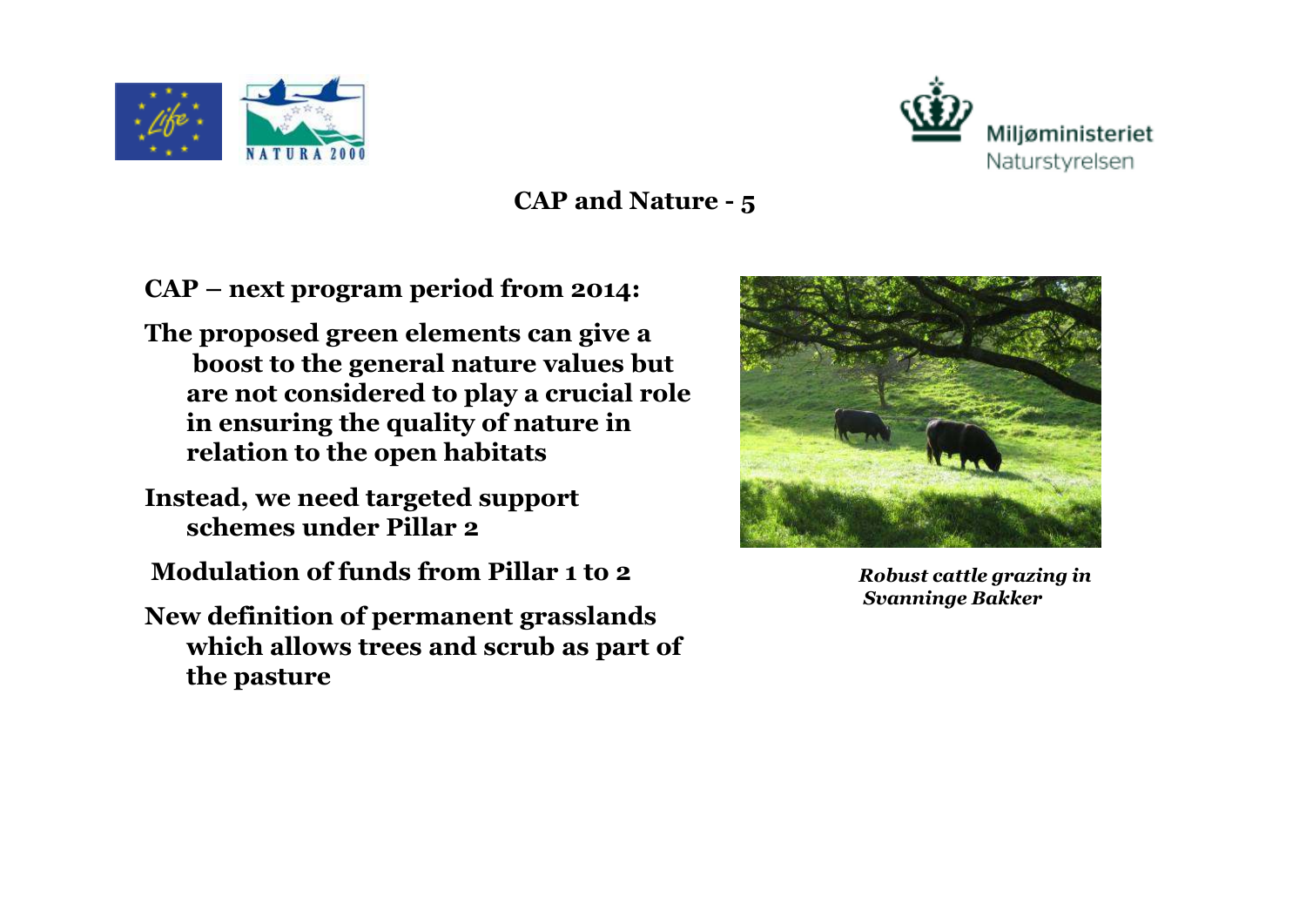## CAP and Nature - 5

**CAP – next program period from 2014:**

**The proposed green elements can give a boost to the general nature values but are not considered to play a crucial role in ensuring the quality of nature in relation to the open habitats**

**Instead, we need targeted support schemes under Pillar 2**

**Modulation of funds from Pillar 1 to 2**

**New definition of permanent grasslands which allows trees and scrub as part of the pasture**

***Robust cattle grazing in Svanninge Bakker***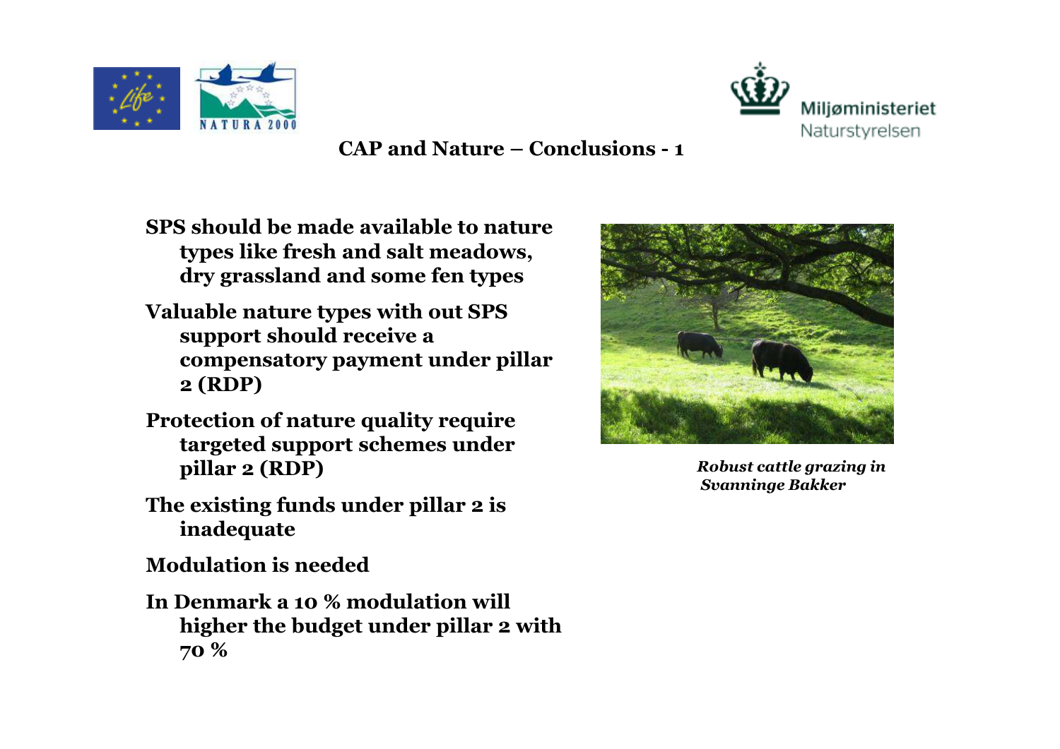## CAP and Nature – Conclusions - 1

**SPS should be made available to nature types like fresh and salt meadows, dry grassland and some fen types**

**Valuable nature types with out SPS support should receive a compensatory payment under pillar 2 (RDP)**

**Protection of nature quality require targeted support schemes under pillar 2 (RDP)**

**The existing funds under pillar 2 is inadequate**

**Modulation is needed**

**In Denmark a 10 % modulation will higher the budget under pillar 2 with 70 %**

***Robust cattle grazing in Svanninge Bakker***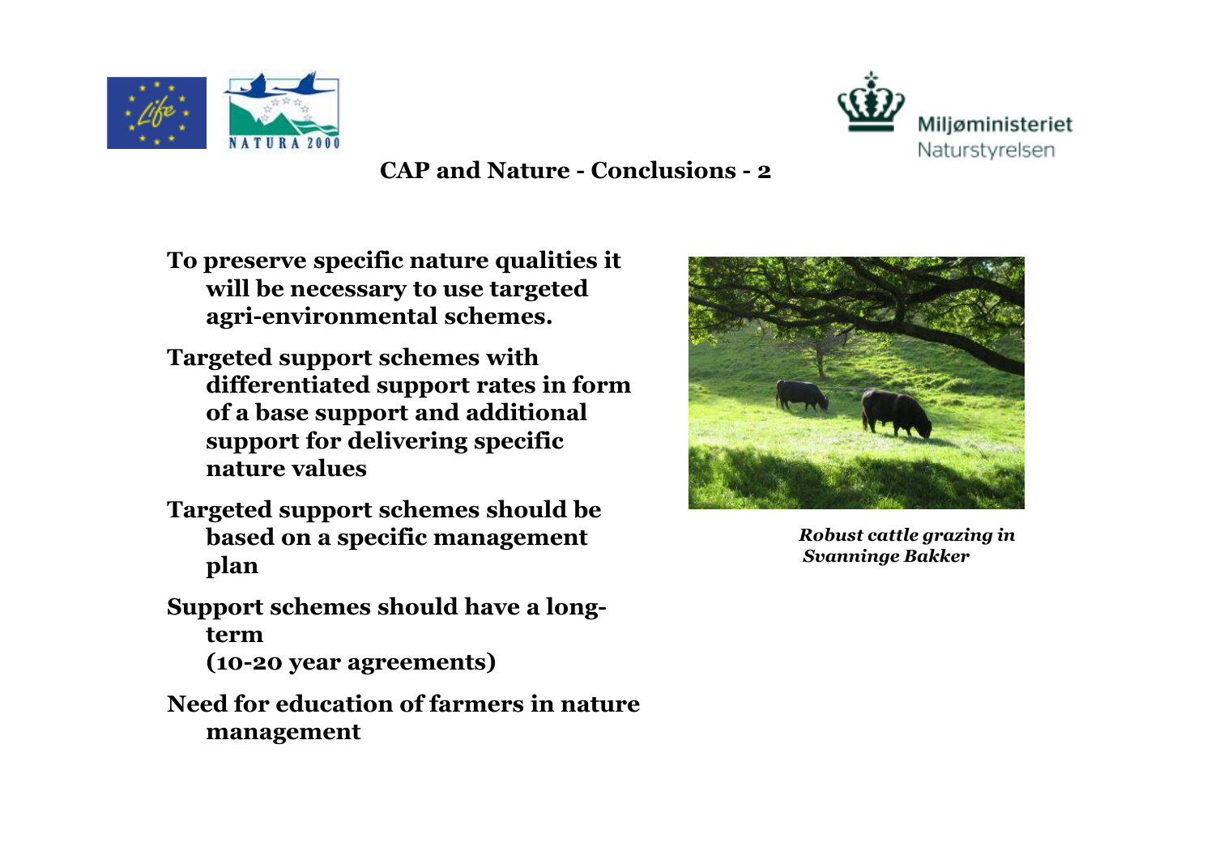## CAP and Nature - Conclusions - 2

**To preserve specific nature qualities it will be necessary to use targeted agri-environmental schemes.**

**Targeted support schemes with differentiated support rates in form of a base support and additional support for delivering specific nature values**

**Targeted support schemes should be based on a specific management plan**

**Support schemes should have a long-term (10-20 year agreements)**

**Need for education of farmers in nature management**

***Robust cattle grazing in Svanninge Bakker***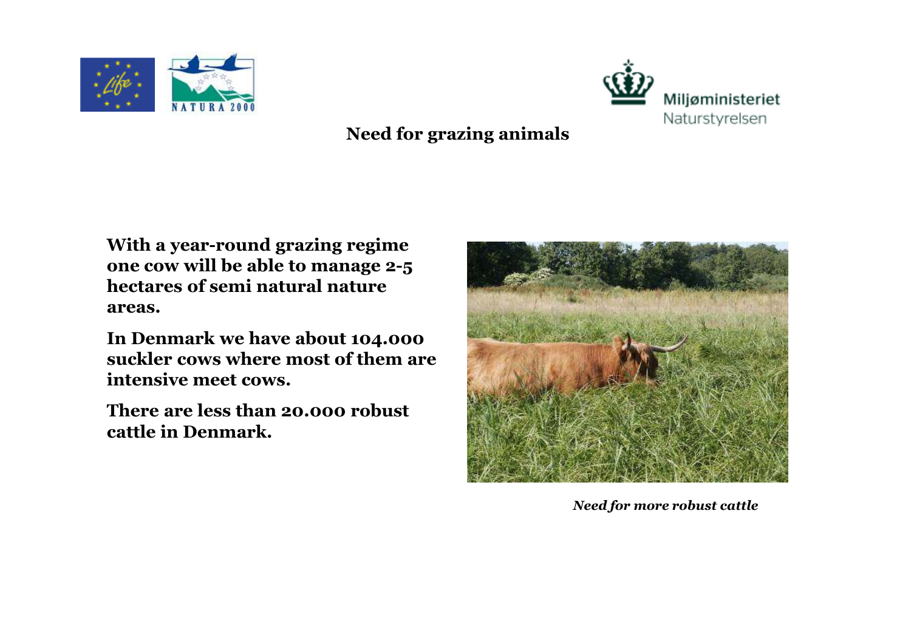## Need for grazing animals

**With a year-round grazing regime one cow will be able to manage 2-5 hectares of semi natural nature areas.**

**In Denmark we have about 104.000 suckler cows where most of them are intensive meet cows.**

**There are less than 20.000 robust cattle in Denmark.**

***Need for more robust cattle***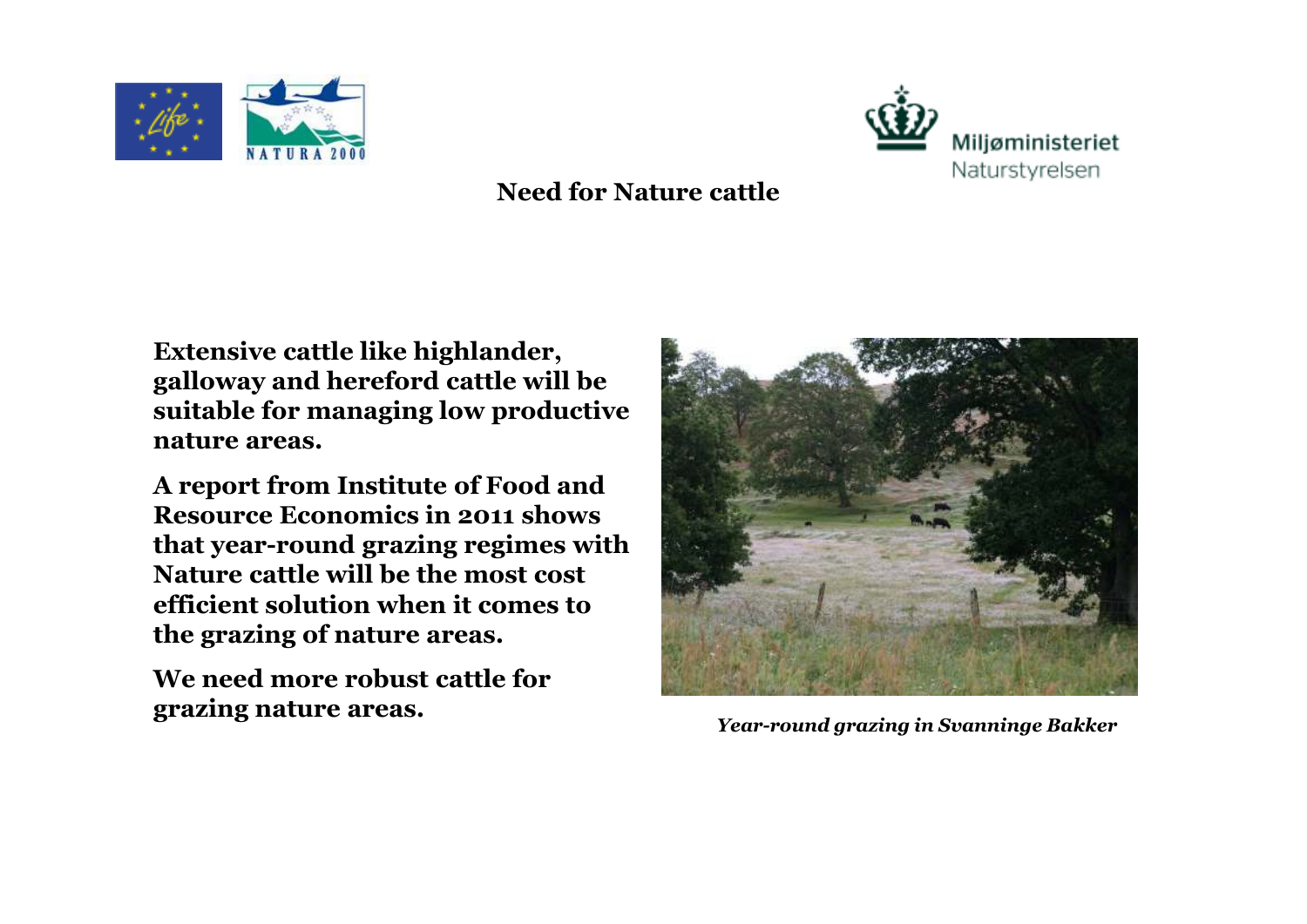Miljøministeriet
Naturstyrelsen

## Need for Nature cattle

**Extensive cattle like highlander, galloway and hereford cattle will be suitable for managing low productive nature areas.**

**A report from Institute of Food and Resource Economics in 2011 shows that year-round grazing regimes with Nature cattle will be the most cost efficient solution when it comes to the grazing of nature areas.**

**We need more robust cattle for grazing nature areas.**

***Year-round grazing in Svanninge Bakker***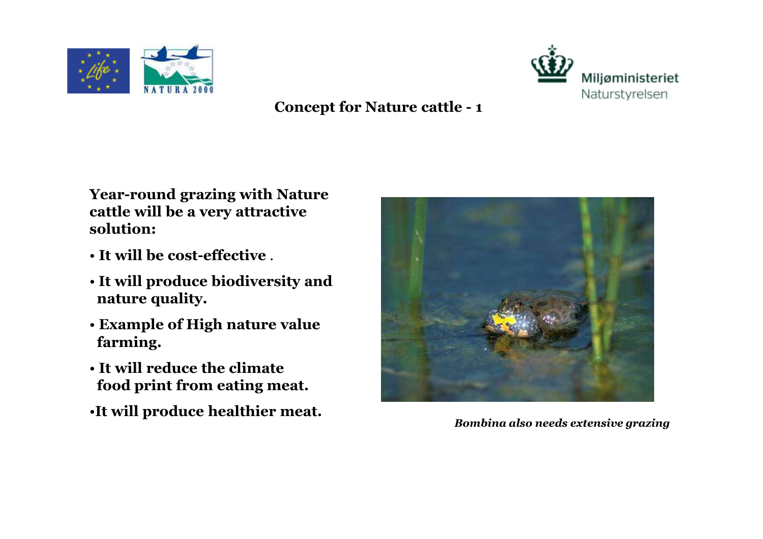## Concept for Nature cattle - 1

**Year-round grazing with Nature cattle will be a very attractive solution:**

- **It will be cost-effective .**
- **It will produce biodiversity and nature quality.**
- **Example of High nature value farming.**
- **It will reduce the climate food print from eating meat.**
- **It will produce healthier meat.**

***Bombina also needs extensive grazing***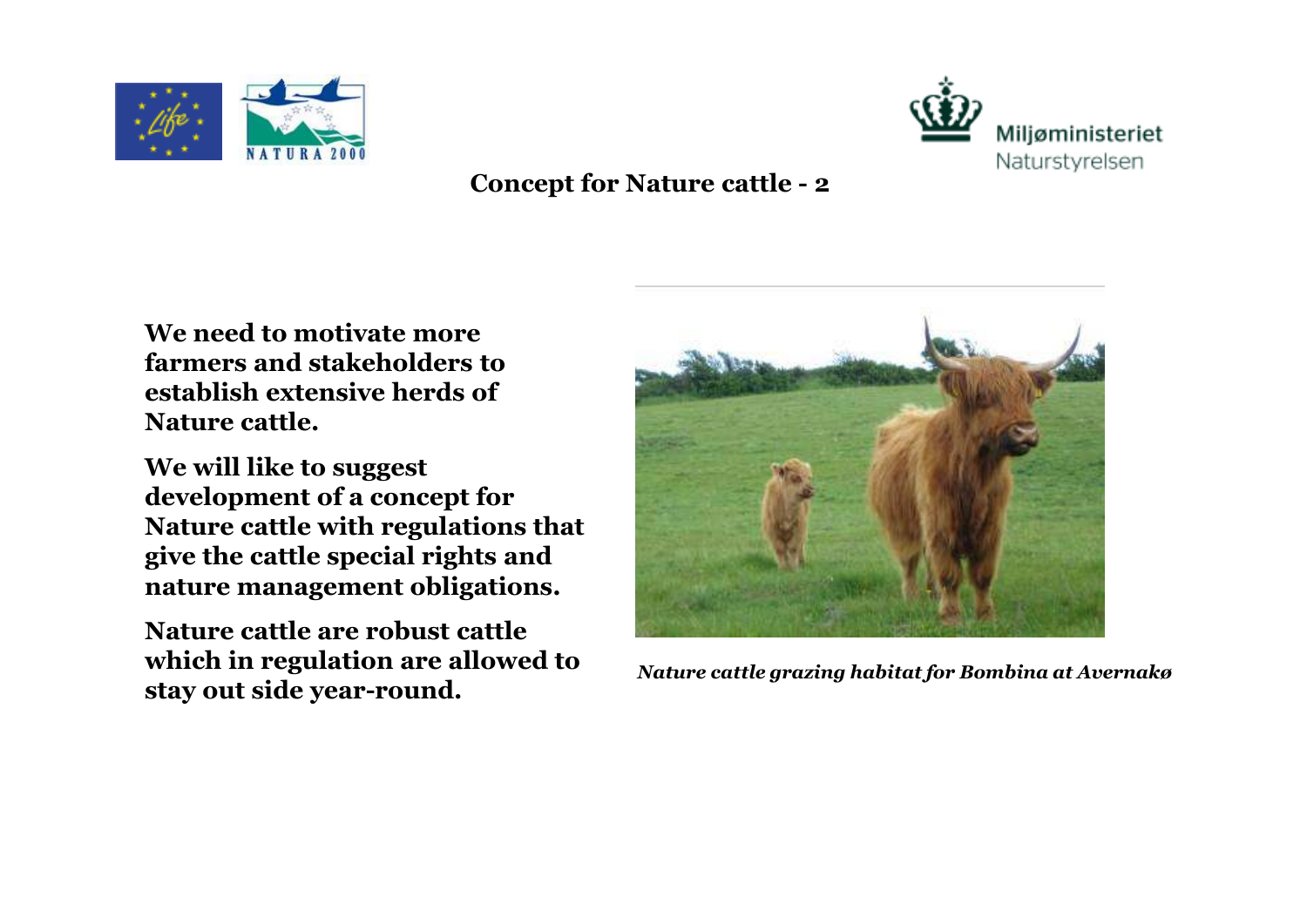## Concept for Nature cattle - 2

**We need to motivate more farmers and stakeholders to establish extensive herds of Nature cattle.**

**We will like to suggest development of a concept for Nature cattle with regulations that give the cattle special rights and nature management obligations.**

**Nature cattle are robust cattle which in regulation are allowed to stay out side year-round.**

***Nature cattle grazing habitat for Bombina at Avernakø***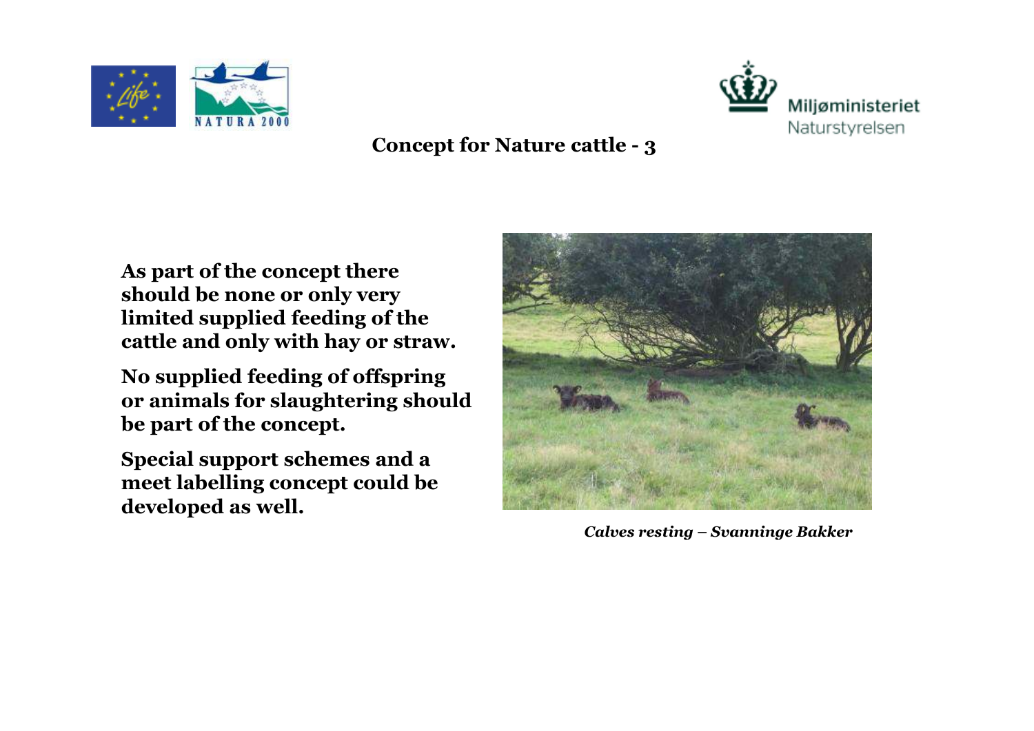## Concept for Nature cattle - 3

**As part of the concept there should be none or only very limited supplied feeding of the cattle and only with hay or straw.**

**No supplied feeding of offspring or animals for slaughtering should be part of the concept.**

**Special support schemes and a meet labelling concept could be developed as well.**

***Calves resting – Svanninge Bakker***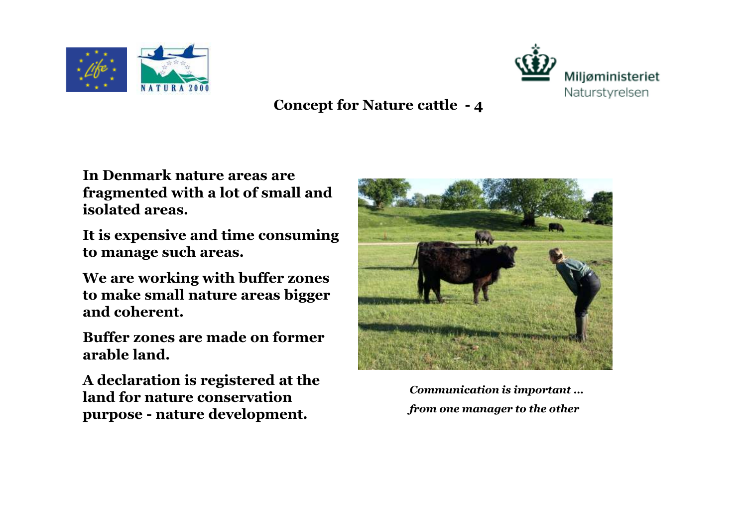# Concept for Nature cattle - 4

**In Denmark nature areas are fragmented with a lot of small and isolated areas.**

**It is expensive and time consuming to manage such areas.**

**We are working with buffer zones to make small nature areas bigger and coherent.**

**Buffer zones are made on former arable land.**

**A declaration is registered at the land for nature conservation purpose - nature development.**

***Communication is important …***
***from one manager to the other***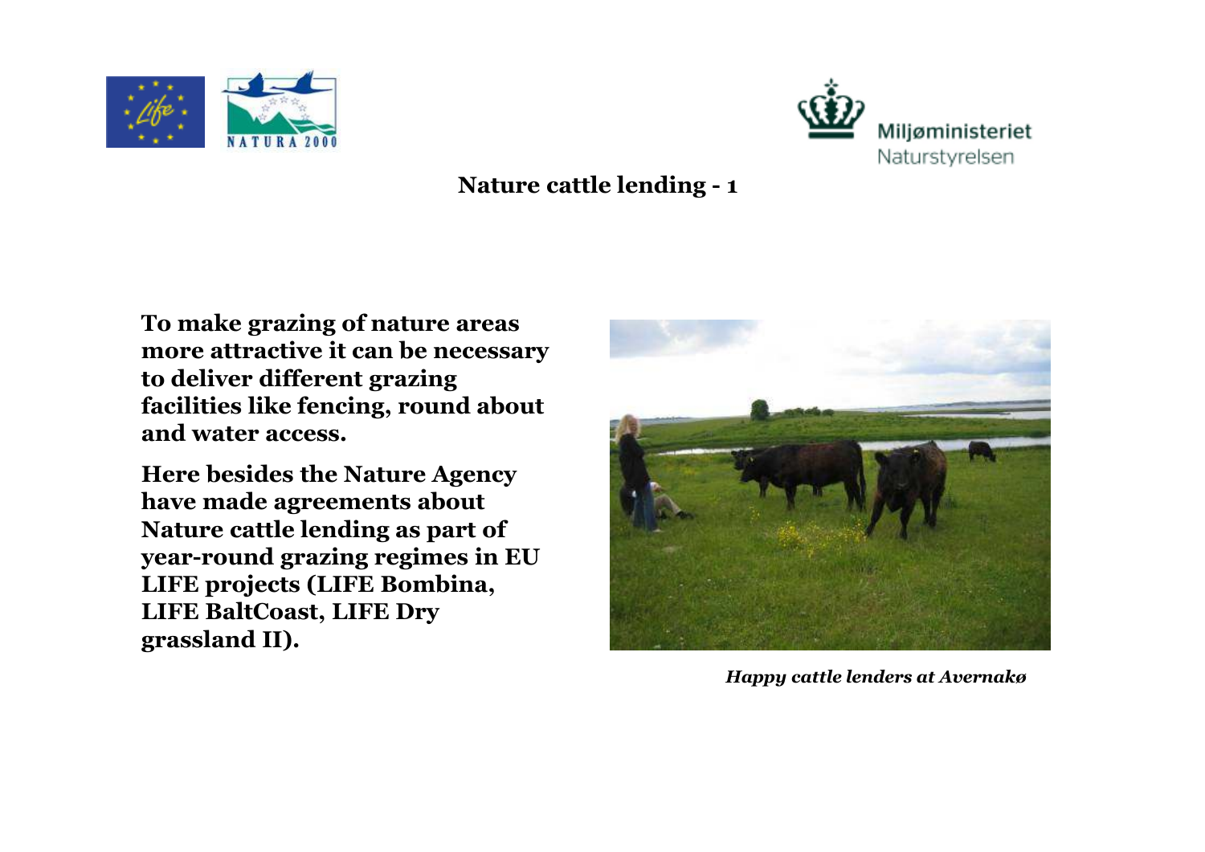## Nature cattle lending - 1

**To make grazing of nature areas more attractive it can be necessary to deliver different grazing facilities like fencing, round about and water access.**

**Here besides the Nature Agency have made agreements about Nature cattle lending as part of year-round grazing regimes in EU LIFE projects (LIFE Bombina, LIFE BaltCoast, LIFE Dry grassland II).**

***Happy cattle lenders at Avernakø***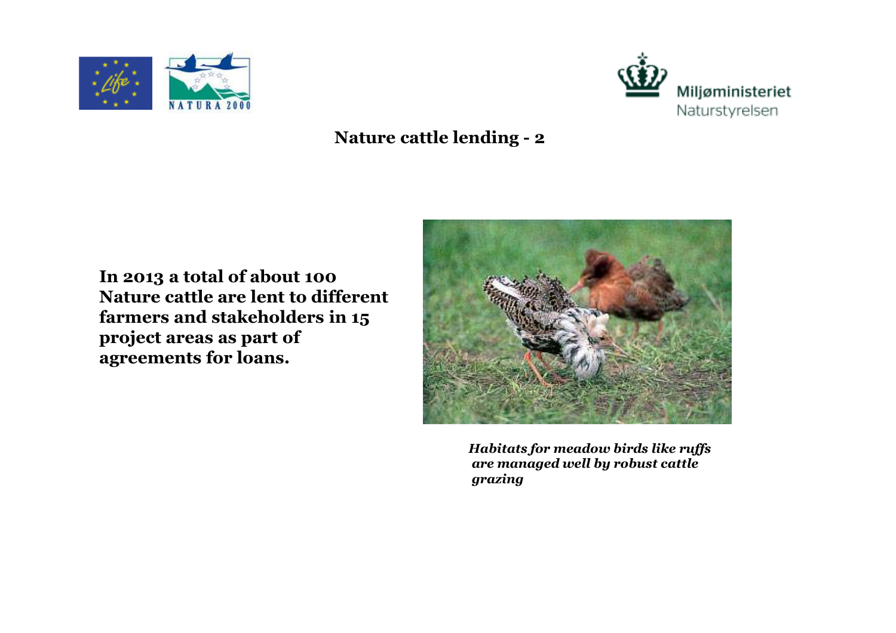## Nature cattle lending - 2

**In 2013 a total of about 100 Nature cattle are lent to different farmers and stakeholders in 15 project areas as part of agreements for loans.**

***Habitats for meadow birds like ruffs are managed well by robust cattle grazing***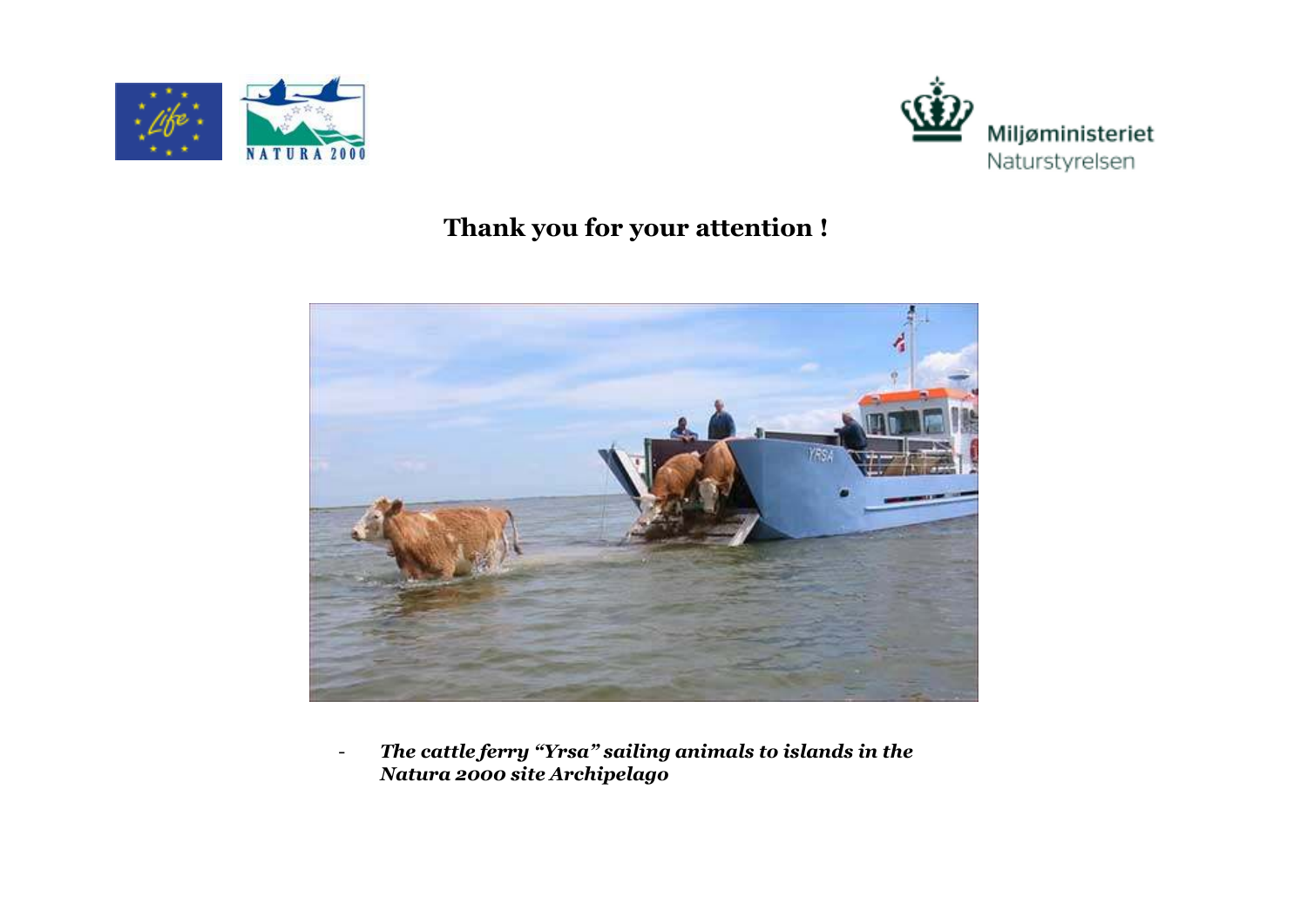**Thank you for your attention !**

- ***The cattle ferry "Yrsa" sailing animals to islands in the Natura 2000 site Archipelago***